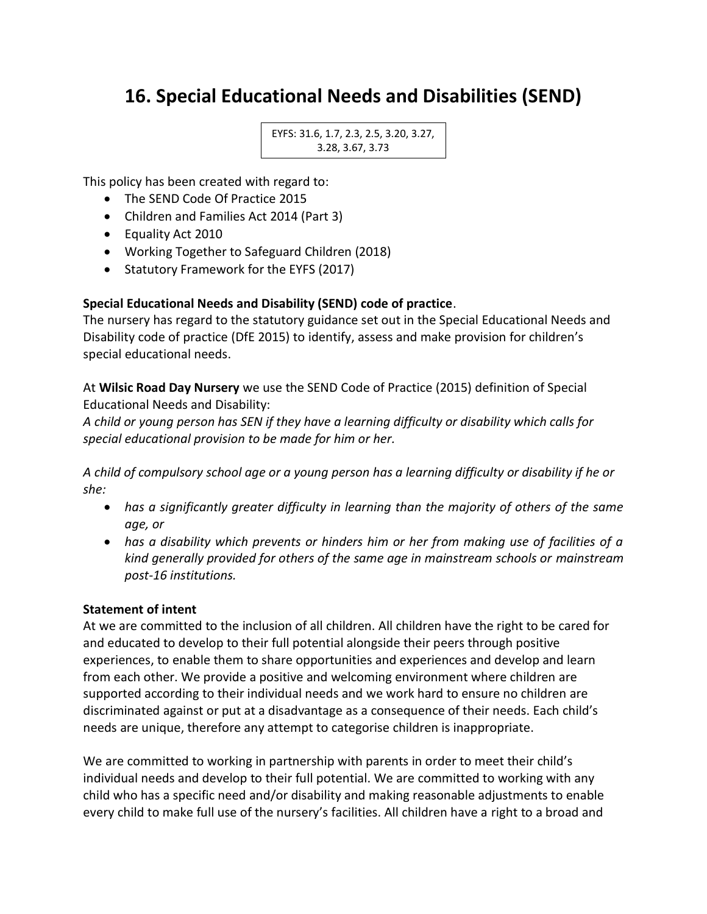# 16. Special Educational Needs and Disabilities (SEND)

EYFS: 31.6, 1.7, 2.3, 2.5, 3.20, 3.27, 3.28, 3.67, 3.73

This policy has been created with regard to:

- The SEND Code Of Practice 2015
- Children and Families Act 2014 (Part 3)
- Equality Act 2010
- Working Together to Safeguard Children (2018)
- Statutory Framework for the EYFS (2017)

**Special Educational Needs and Disability (SEND) code of practice**.

The nursery has regard to the statutory guidance set out in the Special Educational Needs and Disability code of practice (DfE 2015) to identify, assess and make provision for children's special educational needs.

At **Wilsic Road Day Nursery** we use the SEND Code of Practice (2015) definition of Special Educational Needs and Disability:

*A child or young person has SEN if they have a learning difficulty or disability which calls for special educational provision to be made for him or her.*

*A child of compulsory school age or a young person has a learning difficulty or disability if he or she:*

- *has a significantly greater difficulty in learning than the majority of others of the same age, or*
- *has a disability which prevents or hinders him or her from making use of facilities of a kind generally provided for others of the same age in mainstream schools or mainstream post-16 institutions.*

**Statement of intent**

At we are committed to the inclusion of all children. All children have the right to be cared for and educated to develop to their full potential alongside their peers through positive experiences, to enable them to share opportunities and experiences and develop and learn from each other. We provide a positive and welcoming environment where children are supported according to their individual needs and we work hard to ensure no children are discriminated against or put at a disadvantage as a consequence of their needs. Each child's needs are unique, therefore any attempt to categorise children is inappropriate.

We are committed to working in partnership with parents in order to meet their child's individual needs and develop to their full potential. We are committed to working with any child who has a specific need and/or disability and making reasonable adjustments to enable every child to make full use of the nursery's facilities. All children have a right to a broad and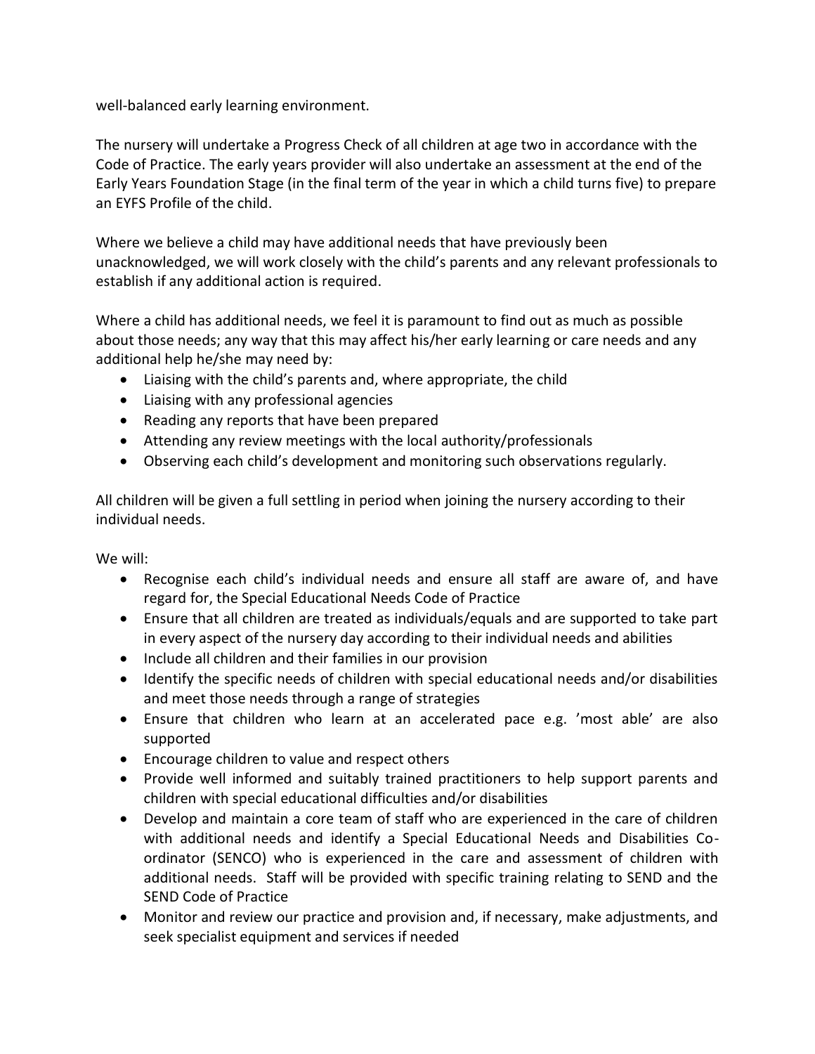well-balanced early learning environment.

The nursery will undertake a Progress Check of all children at age two in accordance with the Code of Practice. The early years provider will also undertake an assessment at the end of the Early Years Foundation Stage (in the final term of the year in which a child turns five) to prepare an EYFS Profile of the child.

Where we believe a child may have additional needs that have previously been unacknowledged, we will work closely with the child's parents and any relevant professionals to establish if any additional action is required.

Where a child has additional needs, we feel it is paramount to find out as much as possible about those needs; any way that this may affect his/her early learning or care needs and any additional help he/she may need by:

- Liaising with the child's parents and, where appropriate, the child
- Liaising with any professional agencies
- Reading any reports that have been prepared
- Attending any review meetings with the local authority/professionals
- Observing each child's development and monitoring such observations regularly.

All children will be given a full settling in period when joining the nursery according to their individual needs.

We will:

- Recognise each child's individual needs and ensure all staff are aware of, and have regard for, the Special Educational Needs Code of Practice
- Ensure that all children are treated as individuals/equals and are supported to take part in every aspect of the nursery day according to their individual needs and abilities
- Include all children and their families in our provision
- Identify the specific needs of children with special educational needs and/or disabilities and meet those needs through a range of strategies
- Ensure that children who learn at an accelerated pace e.g. 'most able' are also supported
- Encourage children to value and respect others
- Provide well informed and suitably trained practitioners to help support parents and children with special educational difficulties and/or disabilities
- Develop and maintain a core team of staff who are experienced in the care of children with additional needs and identify a Special Educational Needs and Disabilities Co-ordinator (SENCO) who is experienced in the care and assessment of children with additional needs. Staff will be provided with specific training relating to SEND and the SEND Code of Practice
- Monitor and review our practice and provision and, if necessary, make adjustments, and seek specialist equipment and services if needed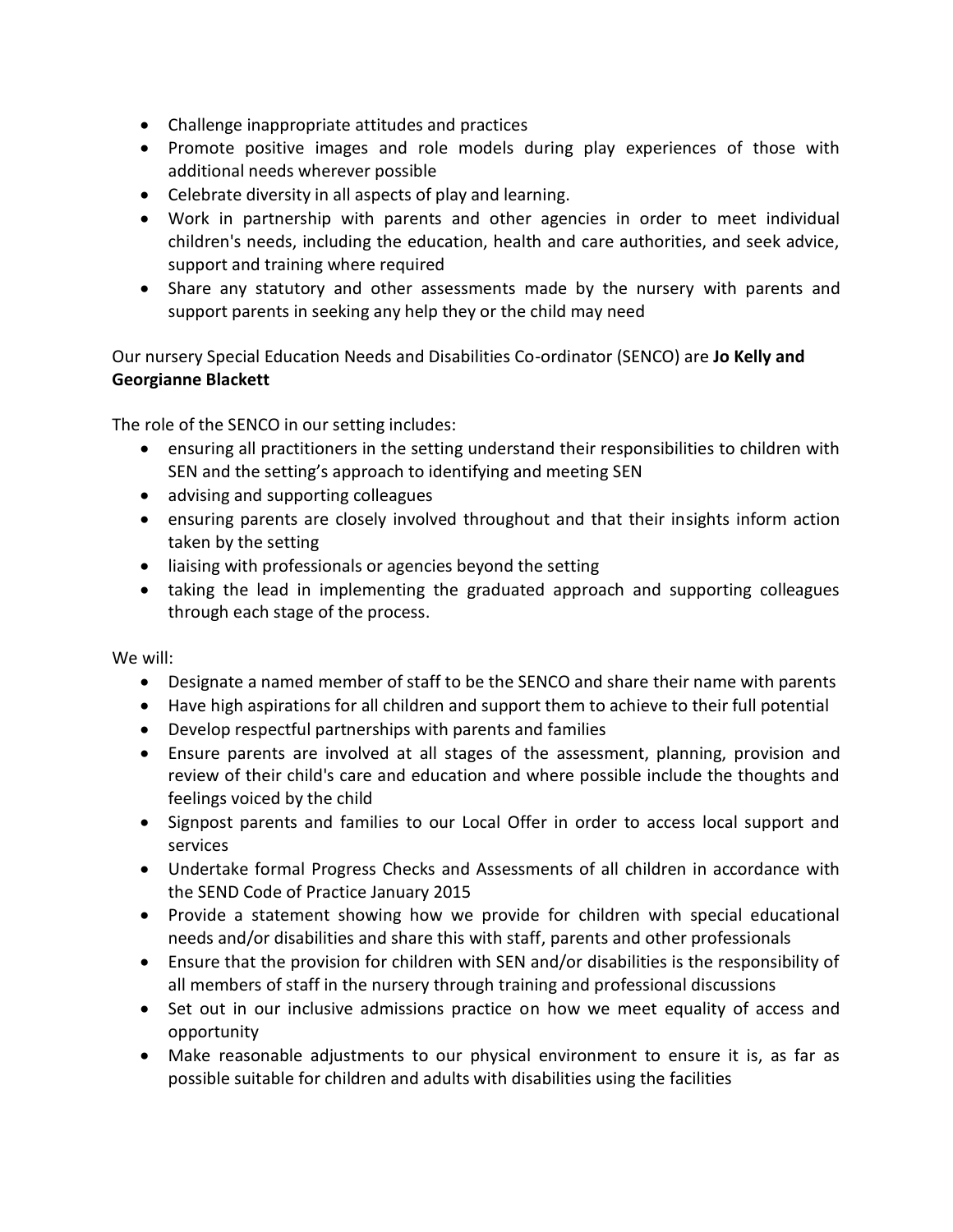- Challenge inappropriate attitudes and practices
- Promote positive images and role models during play experiences of those with additional needs wherever possible
- Celebrate diversity in all aspects of play and learning.
- Work in partnership with parents and other agencies in order to meet individual children's needs, including the education, health and care authorities, and seek advice, support and training where required
- Share any statutory and other assessments made by the nursery with parents and support parents in seeking any help they or the child may need

Our nursery Special Education Needs and Disabilities Co-ordinator (SENCO) are **Jo Kelly and Georgianne Blackett**

The role of the SENCO in our setting includes:

- ensuring all practitioners in the setting understand their responsibilities to children with SEN and the setting's approach to identifying and meeting SEN
- advising and supporting colleagues
- ensuring parents are closely involved throughout and that their insights inform action taken by the setting
- liaising with professionals or agencies beyond the setting
- taking the lead in implementing the graduated approach and supporting colleagues through each stage of the process.

We will:

- Designate a named member of staff to be the SENCO and share their name with parents
- Have high aspirations for all children and support them to achieve to their full potential
- Develop respectful partnerships with parents and families
- Ensure parents are involved at all stages of the assessment, planning, provision and review of their child's care and education and where possible include the thoughts and feelings voiced by the child
- Signpost parents and families to our Local Offer in order to access local support and services
- Undertake formal Progress Checks and Assessments of all children in accordance with the SEND Code of Practice January 2015
- Provide a statement showing how we provide for children with special educational needs and/or disabilities and share this with staff, parents and other professionals
- Ensure that the provision for children with SEN and/or disabilities is the responsibility of all members of staff in the nursery through training and professional discussions
- Set out in our inclusive admissions practice on how we meet equality of access and opportunity
- Make reasonable adjustments to our physical environment to ensure it is, as far as possible suitable for children and adults with disabilities using the facilities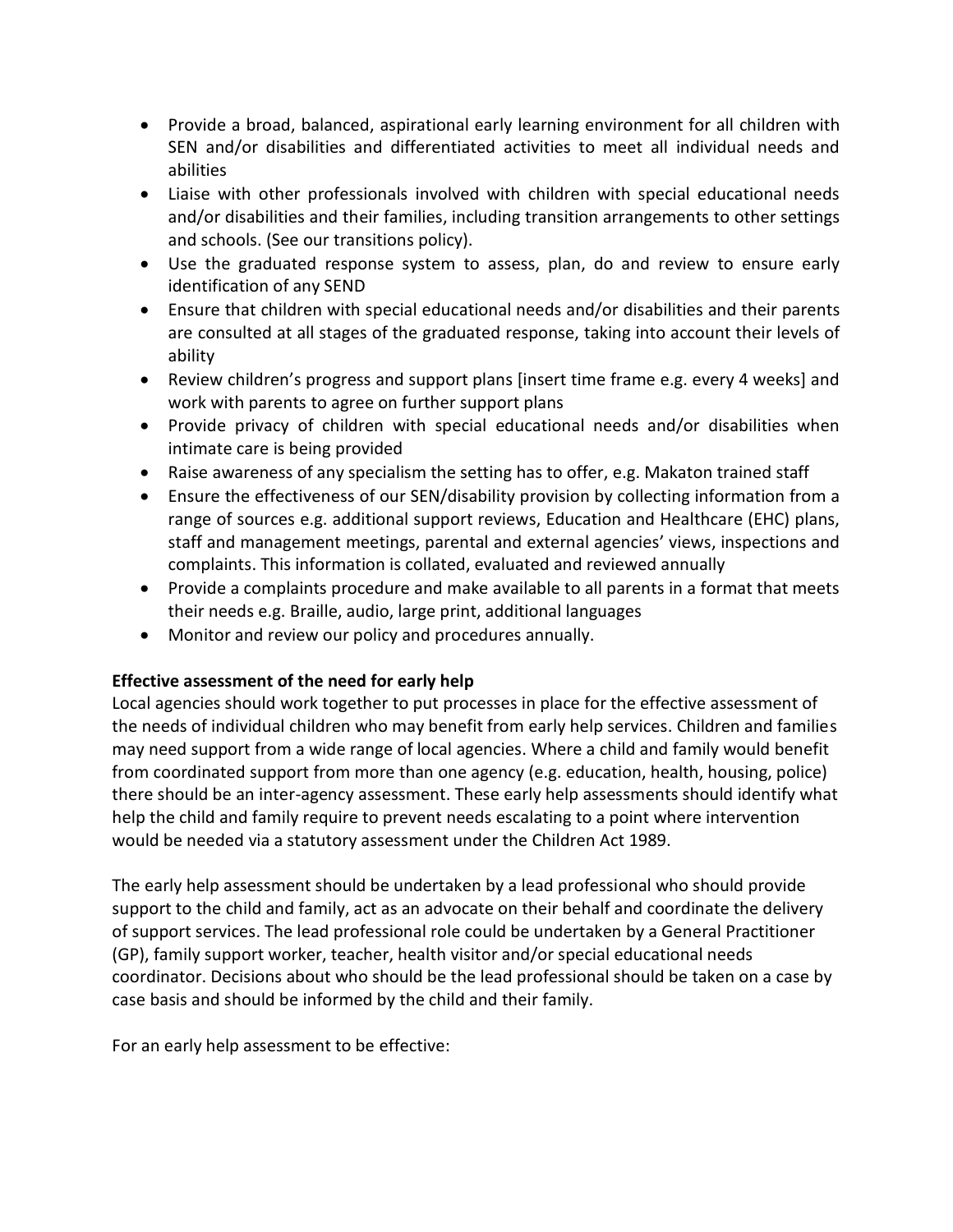- Provide a broad, balanced, aspirational early learning environment for all children with SEN and/or disabilities and differentiated activities to meet all individual needs and abilities
- Liaise with other professionals involved with children with special educational needs and/or disabilities and their families, including transition arrangements to other settings and schools. (See our transitions policy).
- Use the graduated response system to assess, plan, do and review to ensure early identification of any SEND
- Ensure that children with special educational needs and/or disabilities and their parents are consulted at all stages of the graduated response, taking into account their levels of ability
- Review children's progress and support plans [insert time frame e.g. every 4 weeks] and work with parents to agree on further support plans
- Provide privacy of children with special educational needs and/or disabilities when intimate care is being provided
- Raise awareness of any specialism the setting has to offer, e.g. Makaton trained staff
- Ensure the effectiveness of our SEN/disability provision by collecting information from a range of sources e.g. additional support reviews, Education and Healthcare (EHC) plans, staff and management meetings, parental and external agencies' views, inspections and complaints. This information is collated, evaluated and reviewed annually
- Provide a complaints procedure and make available to all parents in a format that meets their needs e.g. Braille, audio, large print, additional languages
- Monitor and review our policy and procedures annually.

**Effective assessment of the need for early help**

Local agencies should work together to put processes in place for the effective assessment of the needs of individual children who may benefit from early help services. Children and families may need support from a wide range of local agencies. Where a child and family would benefit from coordinated support from more than one agency (e.g. education, health, housing, police) there should be an inter-agency assessment. These early help assessments should identify what help the child and family require to prevent needs escalating to a point where intervention would be needed via a statutory assessment under the Children Act 1989.

The early help assessment should be undertaken by a lead professional who should provide support to the child and family, act as an advocate on their behalf and coordinate the delivery of support services. The lead professional role could be undertaken by a General Practitioner (GP), family support worker, teacher, health visitor and/or special educational needs coordinator. Decisions about who should be the lead professional should be taken on a case by case basis and should be informed by the child and their family.

For an early help assessment to be effective: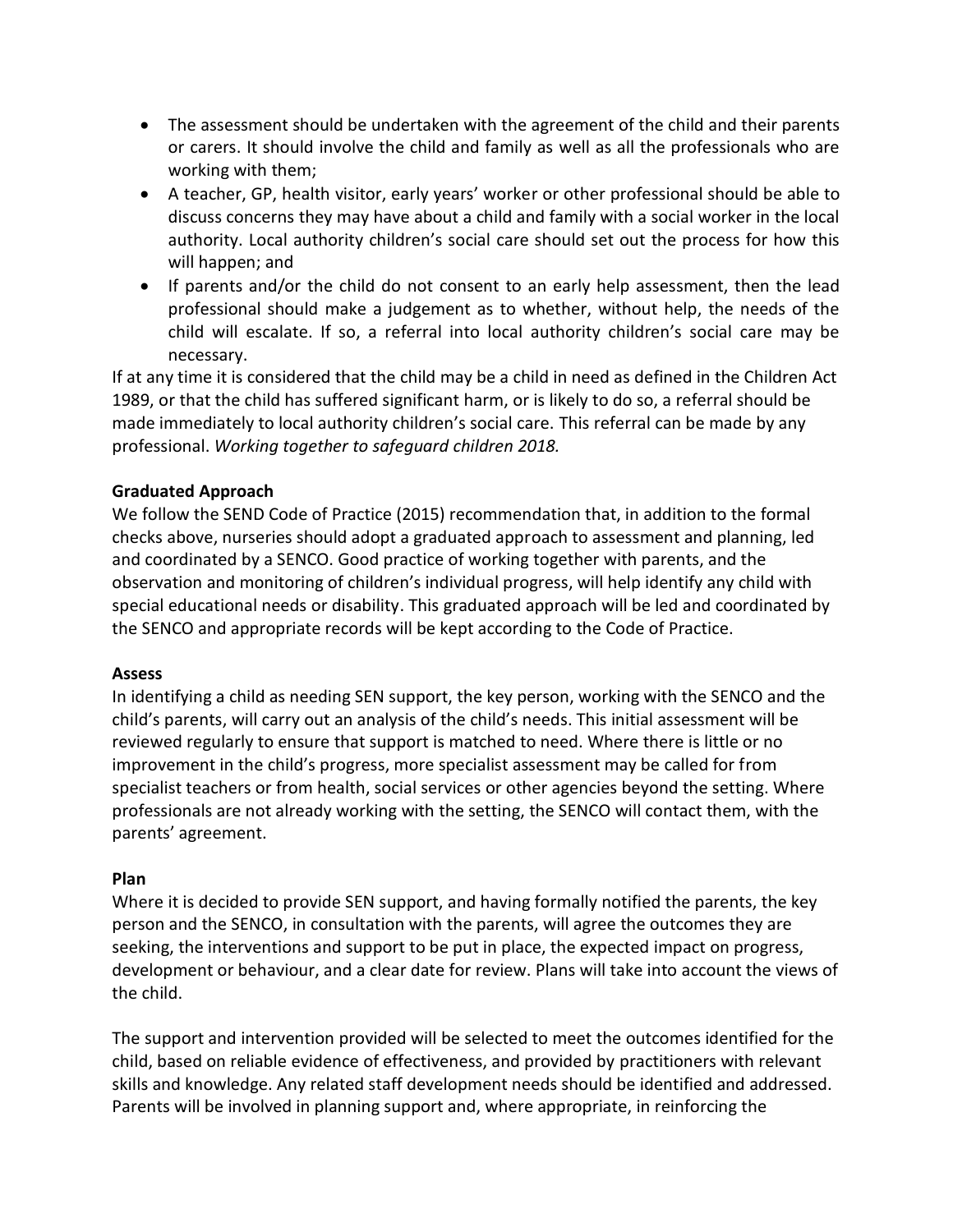- The assessment should be undertaken with the agreement of the child and their parents or carers. It should involve the child and family as well as all the professionals who are working with them;
- A teacher, GP, health visitor, early years' worker or other professional should be able to discuss concerns they may have about a child and family with a social worker in the local authority. Local authority children's social care should set out the process for how this will happen; and
- If parents and/or the child do not consent to an early help assessment, then the lead professional should make a judgement as to whether, without help, the needs of the child will escalate. If so, a referral into local authority children's social care may be necessary.

If at any time it is considered that the child may be a child in need as defined in the Children Act 1989, or that the child has suffered significant harm, or is likely to do so, a referral should be made immediately to local authority children's social care. This referral can be made by any professional. *Working together to safeguard children 2018.*

**Graduated Approach**

We follow the SEND Code of Practice (2015) recommendation that, in addition to the formal checks above, nurseries should adopt a graduated approach to assessment and planning, led and coordinated by a SENCO. Good practice of working together with parents, and the observation and monitoring of children's individual progress, will help identify any child with special educational needs or disability. This graduated approach will be led and coordinated by the SENCO and appropriate records will be kept according to the Code of Practice.

**Assess**

In identifying a child as needing SEN support, the key person, working with the SENCO and the child's parents, will carry out an analysis of the child's needs. This initial assessment will be reviewed regularly to ensure that support is matched to need. Where there is little or no improvement in the child's progress, more specialist assessment may be called for from specialist teachers or from health, social services or other agencies beyond the setting. Where professionals are not already working with the setting, the SENCO will contact them, with the parents' agreement.

**Plan**

Where it is decided to provide SEN support, and having formally notified the parents, the key person and the SENCO, in consultation with the parents, will agree the outcomes they are seeking, the interventions and support to be put in place, the expected impact on progress, development or behaviour, and a clear date for review. Plans will take into account the views of the child.

The support and intervention provided will be selected to meet the outcomes identified for the child, based on reliable evidence of effectiveness, and provided by practitioners with relevant skills and knowledge. Any related staff development needs should be identified and addressed. Parents will be involved in planning support and, where appropriate, in reinforcing the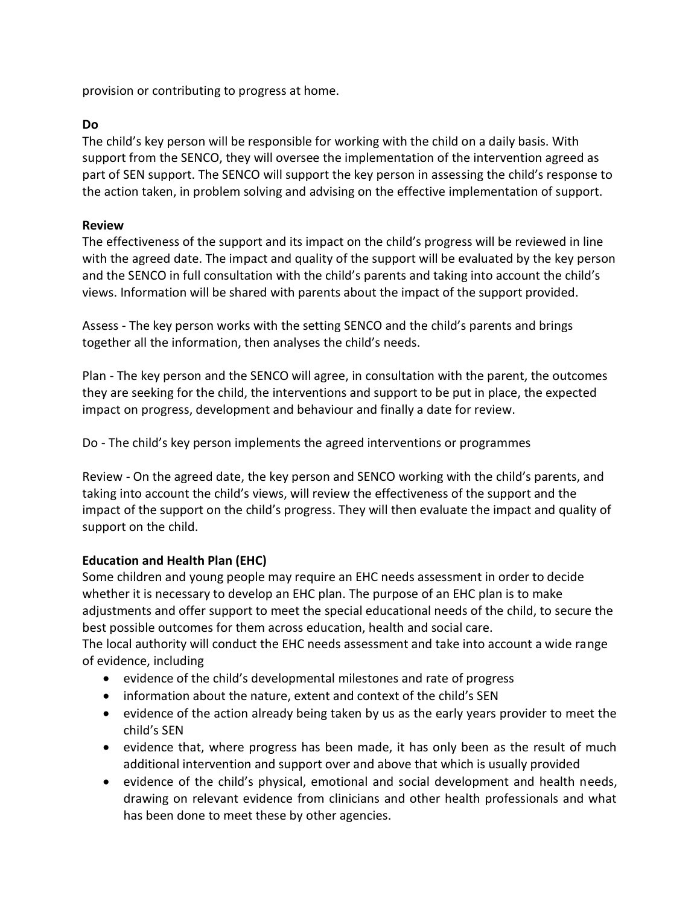provision or contributing to progress at home.

**Do**

The child's key person will be responsible for working with the child on a daily basis. With support from the SENCO, they will oversee the implementation of the intervention agreed as part of SEN support. The SENCO will support the key person in assessing the child's response to the action taken, in problem solving and advising on the effective implementation of support.

**Review**

The effectiveness of the support and its impact on the child's progress will be reviewed in line with the agreed date. The impact and quality of the support will be evaluated by the key person and the SENCO in full consultation with the child's parents and taking into account the child's views. Information will be shared with parents about the impact of the support provided.

Assess - The key person works with the setting SENCO and the child's parents and brings together all the information, then analyses the child's needs.

Plan - The key person and the SENCO will agree, in consultation with the parent, the outcomes they are seeking for the child, the interventions and support to be put in place, the expected impact on progress, development and behaviour and finally a date for review.

Do - The child's key person implements the agreed interventions or programmes

Review - On the agreed date, the key person and SENCO working with the child's parents, and taking into account the child's views, will review the effectiveness of the support and the impact of the support on the child's progress. They will then evaluate the impact and quality of support on the child.

**Education and Health Plan (EHC)**

Some children and young people may require an EHC needs assessment in order to decide whether it is necessary to develop an EHC plan. The purpose of an EHC plan is to make adjustments and offer support to meet the special educational needs of the child, to secure the best possible outcomes for them across education, health and social care.
The local authority will conduct the EHC needs assessment and take into account a wide range of evidence, including

- evidence of the child's developmental milestones and rate of progress
- information about the nature, extent and context of the child's SEN
- evidence of the action already being taken by us as the early years provider to meet the child's SEN
- evidence that, where progress has been made, it has only been as the result of much additional intervention and support over and above that which is usually provided
- evidence of the child's physical, emotional and social development and health needs, drawing on relevant evidence from clinicians and other health professionals and what has been done to meet these by other agencies.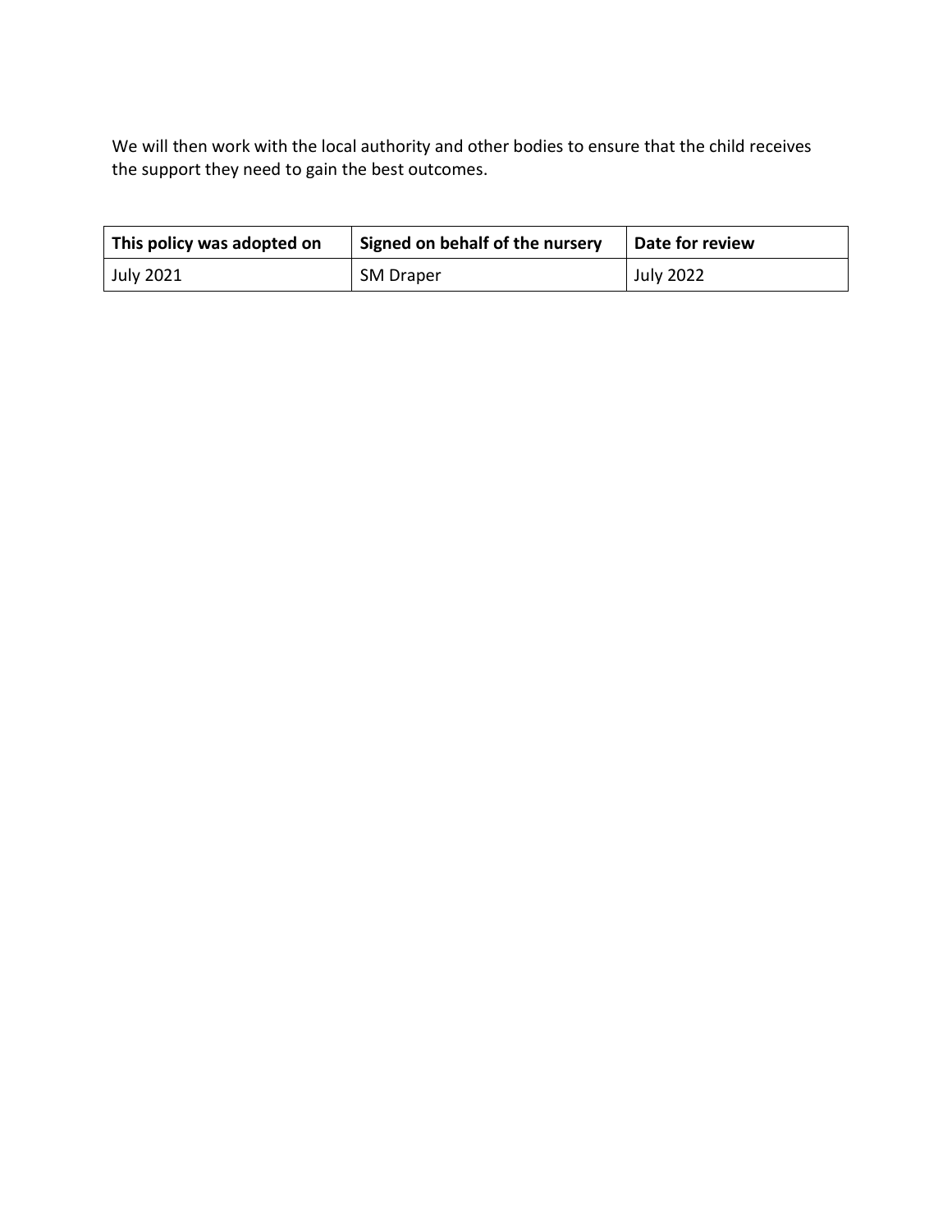We will then work with the local authority and other bodies to ensure that the child receives the support they need to gain the best outcomes.

| This policy was adopted on | Signed on behalf of the nursery | Date for review |
|---|---|---|
| July 2021 | SM Draper | July 2022 |